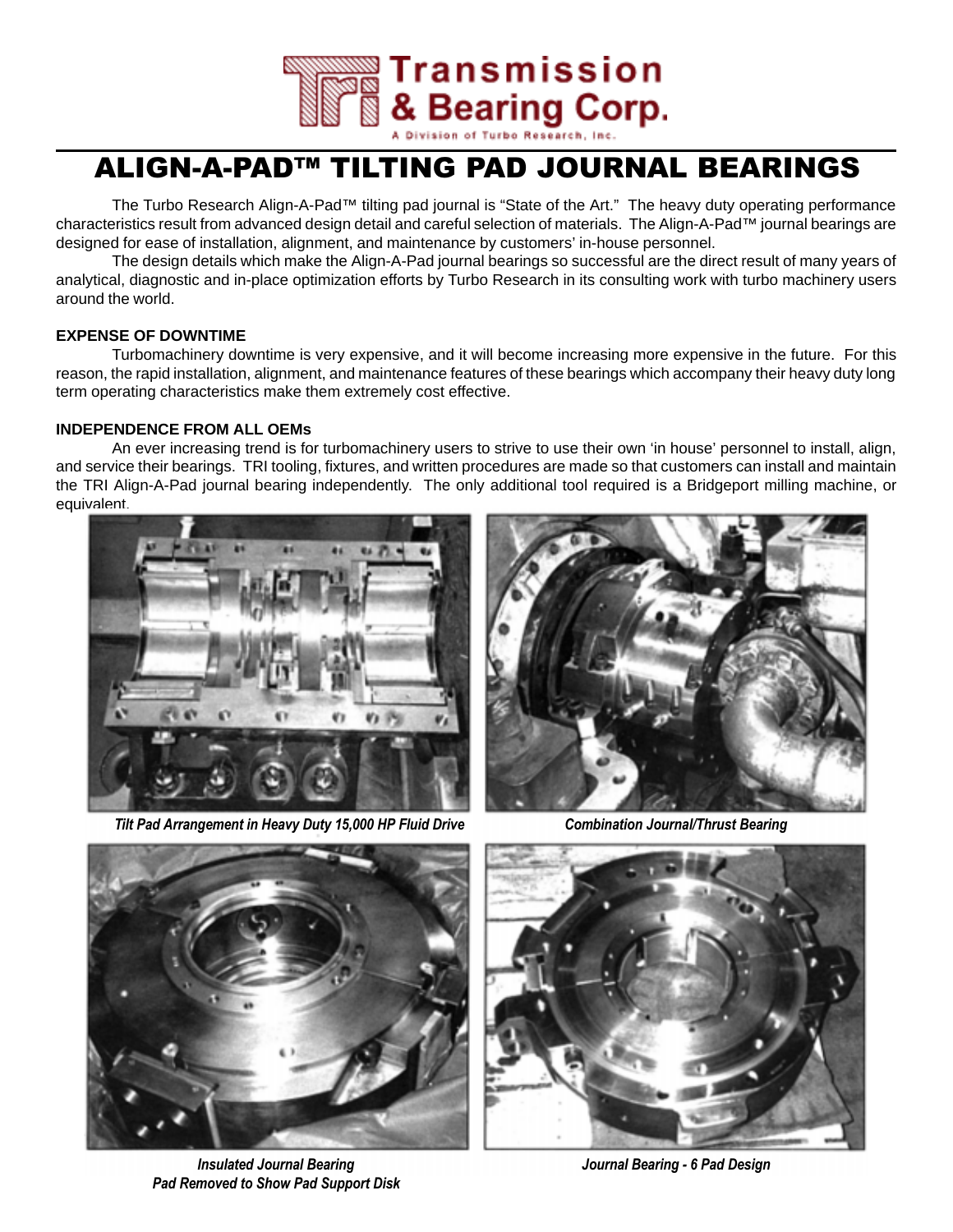Transmission & Bearing Corp.

A Division of Turbo Research, Inc.

# ALIGN-A-PAD™ TILTING PAD JOURNAL BEARINGS

The Turbo Research Align-A-Pad™ tilting pad journal is "State of the Art." The heavy duty operating performance characteristics result from advanced design detail and careful selection of materials. The Align-A-Pad™ journal bearings are designed for ease of installation, alignment, and maintenance by customers' in-house personnel.

The design details which make the Align-A-Pad journal bearings so successful are the direct result of many years of analytical, diagnostic and in-place optimization efforts by Turbo Research in its consulting work with turbo machinery users around the world.

**EXPENSE OF DOWNTIME**

Turbomachinery downtime is very expensive, and it will become increasing more expensive in the future. For this reason, the rapid installation, alignment, and maintenance features of these bearings which accompany their heavy duty long term operating characteristics make them extremely cost effective.

**INDEPENDENCE FROM ALL OEMs**

An ever increasing trend is for turbomachinery users to strive to use their own 'in house' personnel to install, align, and service their bearings. TRI tooling, fixtures, and written procedures are made so that customers can install and maintain the TRI Align-A-Pad journal bearing independently. The only additional tool required is a Bridgeport milling machine, or equivalent.

*Tilt Pad Arrangement in Heavy Duty 15,000 HP Fluid Drive*

*Combination Journal/Thrust Bearing*

*Insulated Journal Bearing*
*Pad Removed to Show Pad Support Disk*

*Journal Bearing - 6 Pad Design*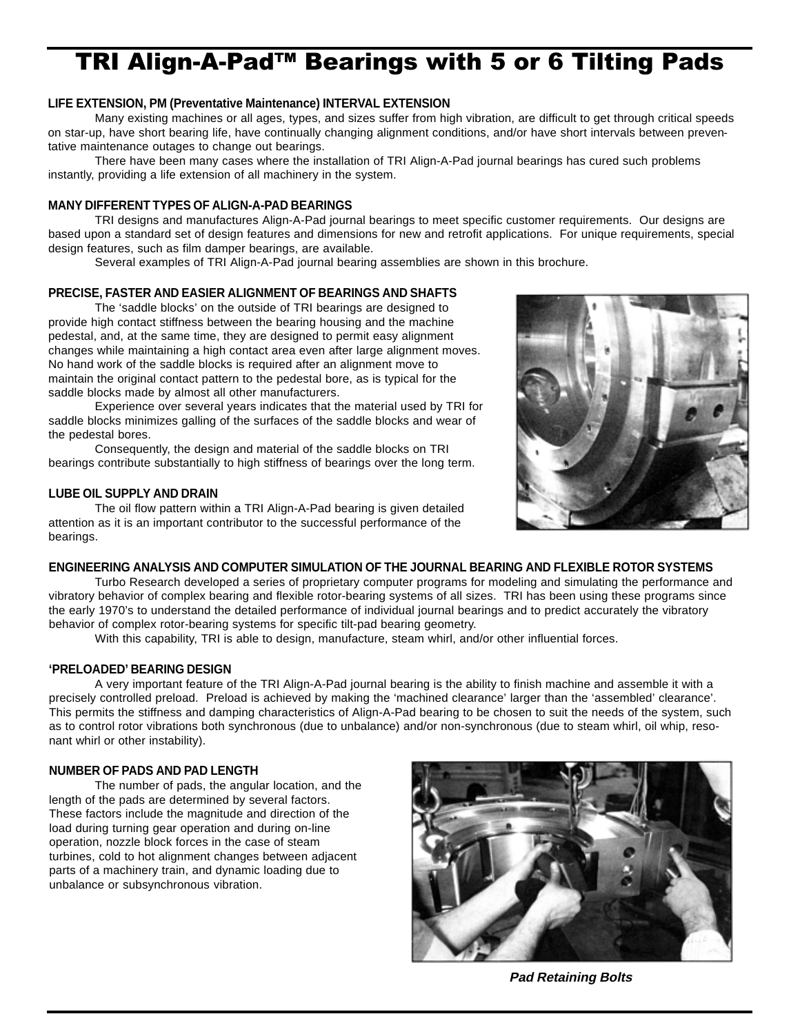# TRI Align-A-Pad™ Bearings with 5 or 6 Tilting Pads

**LIFE EXTENSION, PM (Preventative Maintenance) INTERVAL EXTENSION**

Many existing machines or all ages, types, and sizes suffer from high vibration, are difficult to get through critical speeds on star-up, have short bearing life, have continually changing alignment conditions, and/or have short intervals between preventative maintenance outages to change out bearings.

There have been many cases where the installation of TRI Align-A-Pad journal bearings has cured such problems instantly, providing a life extension of all machinery in the system.

**MANY DIFFERENT TYPES OF ALIGN-A-PAD BEARINGS**

TRI designs and manufactures Align-A-Pad journal bearings to meet specific customer requirements. Our designs are based upon a standard set of design features and dimensions for new and retrofit applications. For unique requirements, special design features, such as film damper bearings, are available.

Several examples of TRI Align-A-Pad journal bearing assemblies are shown in this brochure.

**PRECISE, FASTER AND EASIER ALIGNMENT OF BEARINGS AND SHAFTS**

The 'saddle blocks' on the outside of TRI bearings are designed to provide high contact stiffness between the bearing housing and the machine pedestal, and, at the same time, they are designed to permit easy alignment changes while maintaining a high contact area even after large alignment moves. No hand work of the saddle blocks is required after an alignment move to maintain the original contact pattern to the pedestal bore, as is typical for the saddle blocks made by almost all other manufacturers.

Experience over several years indicates that the material used by TRI for saddle blocks minimizes galling of the surfaces of the saddle blocks and wear of the pedestal bores.

Consequently, the design and material of the saddle blocks on TRI bearings contribute substantially to high stiffness of bearings over the long term.

**LUBE OIL SUPPLY AND DRAIN**

The oil flow pattern within a TRI Align-A-Pad bearing is given detailed attention as it is an important contributor to the successful performance of the bearings.

**ENGINEERING ANALYSIS AND COMPUTER SIMULATION OF THE JOURNAL BEARING AND FLEXIBLE ROTOR SYSTEMS**

Turbo Research developed a series of proprietary computer programs for modeling and simulating the performance and vibratory behavior of complex bearing and flexible rotor-bearing systems of all sizes. TRI has been using these programs since the early 1970's to understand the detailed performance of individual journal bearings and to predict accurately the vibratory behavior of complex rotor-bearing systems for specific tilt-pad bearing geometry.

With this capability, TRI is able to design, manufacture, steam whirl, and/or other influential forces.

**'PRELOADED' BEARING DESIGN**

A very important feature of the TRI Align-A-Pad journal bearing is the ability to finish machine and assemble it with a precisely controlled preload. Preload is achieved by making the 'machined clearance' larger than the 'assembled' clearance'. This permits the stiffness and damping characteristics of Align-A-Pad bearing to be chosen to suit the needs of the system, such as to control rotor vibrations both synchronous (due to unbalance) and/or non-synchronous (due to steam whirl, oil whip, resonant whirl or other instability).

**NUMBER OF PADS AND PAD LENGTH**

The number of pads, the angular location, and the length of the pads are determined by several factors. These factors include the magnitude and direction of the load during turning gear operation and during on-line operation, nozzle block forces in the case of steam turbines, cold to hot alignment changes between adjacent parts of a machinery train, and dynamic loading due to unbalance or subsynchronous vibration.

***Pad Retaining Bolts***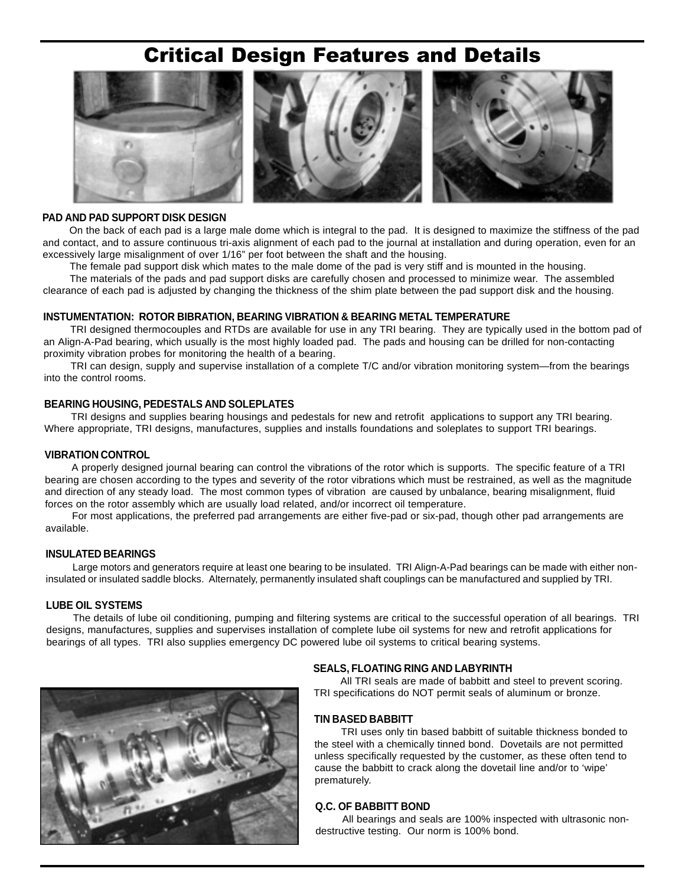# Critical Design Features and Details

### PAD AND PAD SUPPORT DISK DESIGN

On the back of each pad is a large male dome which is integral to the pad. It is designed to maximize the stiffness of the pad and contact, and to assure continuous tri-axis alignment of each pad to the journal at installation and during operation, even for an excessively large misalignment of over 1/16" per foot between the shaft and the housing.

The female pad support disk which mates to the male dome of the pad is very stiff and is mounted in the housing.

The materials of the pads and pad support disks are carefully chosen and processed to minimize wear. The assembled clearance of each pad is adjusted by changing the thickness of the shim plate between the pad support disk and the housing.

### INSTUMENTATION: ROTOR BIBRATION, BEARING VIBRATION & BEARING METAL TEMPERATURE

TRI designed thermocouples and RTDs are available for use in any TRI bearing. They are typically used in the bottom pad of an Align-A-Pad bearing, which usually is the most highly loaded pad. The pads and housing can be drilled for non-contacting proximity vibration probes for monitoring the health of a bearing.

TRI can design, supply and supervise installation of a complete T/C and/or vibration monitoring system—from the bearings into the control rooms.

### BEARING HOUSING, PEDESTALS AND SOLEPLATES

TRI designs and supplies bearing housings and pedestals for new and retrofit applications to support any TRI bearing. Where appropriate, TRI designs, manufactures, supplies and installs foundations and soleplates to support TRI bearings.

### VIBRATION CONTROL

A properly designed journal bearing can control the vibrations of the rotor which is supports. The specific feature of a TRI bearing are chosen according to the types and severity of the rotor vibrations which must be restrained, as well as the magnitude and direction of any steady load. The most common types of vibration are caused by unbalance, bearing misalignment, fluid forces on the rotor assembly which are usually load related, and/or incorrect oil temperature.

For most applications, the preferred pad arrangements are either five-pad or six-pad, though other pad arrangements are available.

### INSULATED BEARINGS

Large motors and generators require at least one bearing to be insulated. TRI Align-A-Pad bearings can be made with either non-insulated or insulated saddle blocks. Alternately, permanently insulated shaft couplings can be manufactured and supplied by TRI.

### LUBE OIL SYSTEMS

The details of lube oil conditioning, pumping and filtering systems are critical to the successful operation of all bearings. TRI designs, manufactures, supplies and supervises installation of complete lube oil systems for new and retrofit applications for bearings of all types. TRI also supplies emergency DC powered lube oil systems to critical bearing systems.

### SEALS, FLOATING RING AND LABYRINTH

All TRI seals are made of babbitt and steel to prevent scoring. TRI specifications do NOT permit seals of aluminum or bronze.

### TIN BASED BABBITT

TRI uses only tin based babbitt of suitable thickness bonded to the steel with a chemically tinned bond. Dovetails are not permitted unless specifically requested by the customer, as these often tend to cause the babbitt to crack along the dovetail line and/or to 'wipe' prematurely.

### Q.C. OF BABBITT BOND

All bearings and seals are 100% inspected with ultrasonic non-destructive testing. Our norm is 100% bond.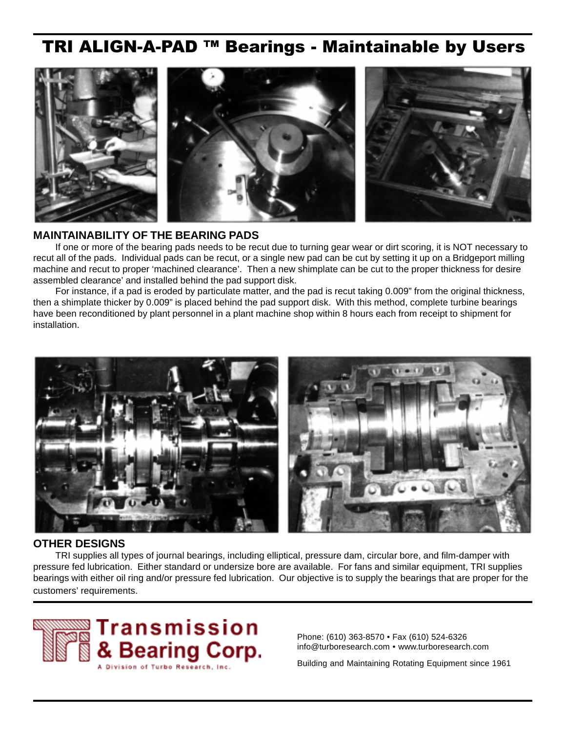# TRI ALIGN-A-PAD ™ Bearings - Maintainable by Users

## MAINTAINABILITY OF THE BEARING PADS

If one or more of the bearing pads needs to be recut due to turning gear wear or dirt scoring, it is NOT necessary to recut all of the pads. Individual pads can be recut, or a single new pad can be cut by setting it up on a Bridgeport milling machine and recut to proper 'machined clearance'. Then a new shimplate can be cut to the proper thickness for desire assembled clearance' and installed behind the pad support disk.

For instance, if a pad is eroded by particulate matter, and the pad is recut taking 0.009" from the original thickness, then a shimplate thicker by 0.009" is placed behind the pad support disk. With this method, complete turbine bearings have been reconditioned by plant personnel in a plant machine shop within 8 hours each from receipt to shipment for installation.

## OTHER DESIGNS

TRI supplies all types of journal bearings, including elliptical, pressure dam, circular bore, and film-damper with pressure fed lubrication. Either standard or undersize bore are available. For fans and similar equipment, TRI supplies bearings with either oil ring and/or pressure fed lubrication. Our objective is to supply the bearings that are proper for the customers' requirements.

Transmission & Bearing Corp.
A Division of Turbo Research, Inc.

Phone: (610) 363-8570 • Fax (610) 524-6326
info@turboresearch.com • www.turboresearch.com

Building and Maintaining Rotating Equipment since 1961